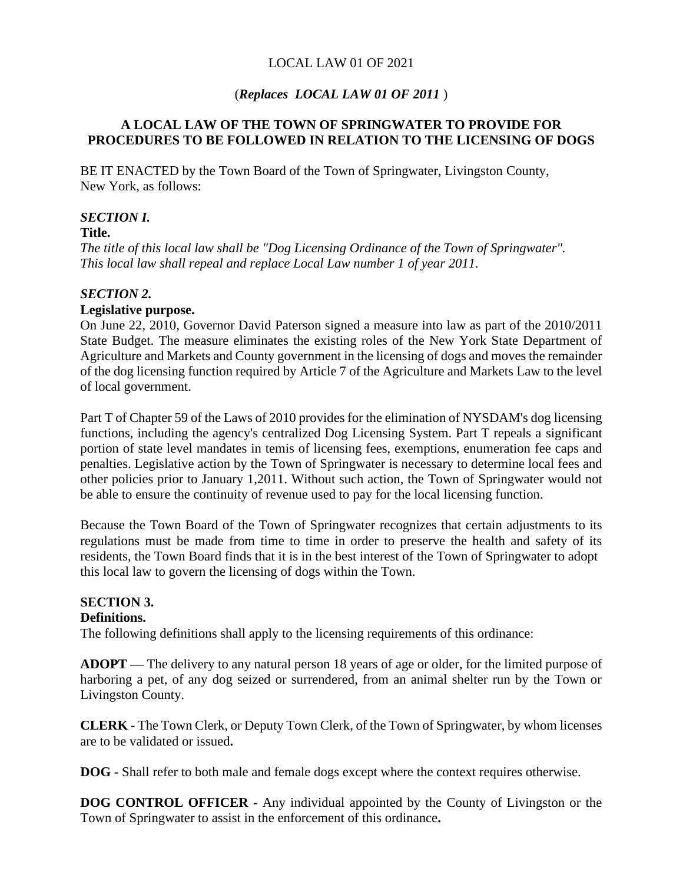LOCAL LAW 01 OF 2021

(*Replaces LOCAL LAW 01 OF 2011* )

# A LOCAL LAW OF THE TOWN OF SPRINGWATER TO PROVIDE FOR PROCEDURES TO BE FOLLOWED IN RELATION TO THE LICENSING OF DOGS

BE IT ENACTED by the Town Board of the Town of Springwater, Livingston County, New York, as follows:

## *SECTION I.*

**Title.**

*The title of this local law shall be "Dog Licensing Ordinance of the Town of Springwater". This local law shall repeal and replace Local Law number 1 of year 2011.*

## *SECTION 2.*

**Legislative purpose.**

On June 22, 2010, Governor David Paterson signed a measure into law as part of the 2010/2011 State Budget. The measure eliminates the existing roles of the New York State Department of Agriculture and Markets and County government in the licensing of dogs and moves the remainder of the dog licensing function required by Article 7 of the Agriculture and Markets Law to the level of local government.

Part T of Chapter 59 of the Laws of 2010 provides for the elimination of NYSDAM's dog licensing functions, including the agency's centralized Dog Licensing System. Part T repeals a significant portion of state level mandates in temis of licensing fees, exemptions, enumeration fee caps and penalties. Legislative action by the Town of Springwater is necessary to determine local fees and other policies prior to January 1,2011. Without such action, the Town of Springwater would not be able to ensure the continuity of revenue used to pay for the local licensing function.

Because the Town Board of the Town of Springwater recognizes that certain adjustments to its regulations must be made from time to time in order to preserve the health and safety of its residents, the Town Board finds that it is in the best interest of the Town of Springwater to adopt this local law to govern the licensing of dogs within the Town.

## SECTION 3.

**Definitions.**

The following definitions shall apply to the licensing requirements of this ordinance:

**ADOPT —** The delivery to any natural person 18 years of age or older, for the limited purpose of harboring a pet, of any dog seized or surrendered, from an animal shelter run by the Town or Livingston County.

**CLERK -** The Town Clerk, or Deputy Town Clerk, of the Town of Springwater, by whom licenses are to be validated or issued**.**

**DOG -** Shall refer to both male and female dogs except where the context requires otherwise.

**DOG CONTROL OFFICER -** Any individual appointed by the County of Livingston or the Town of Springwater to assist in the enforcement of this ordinance**.**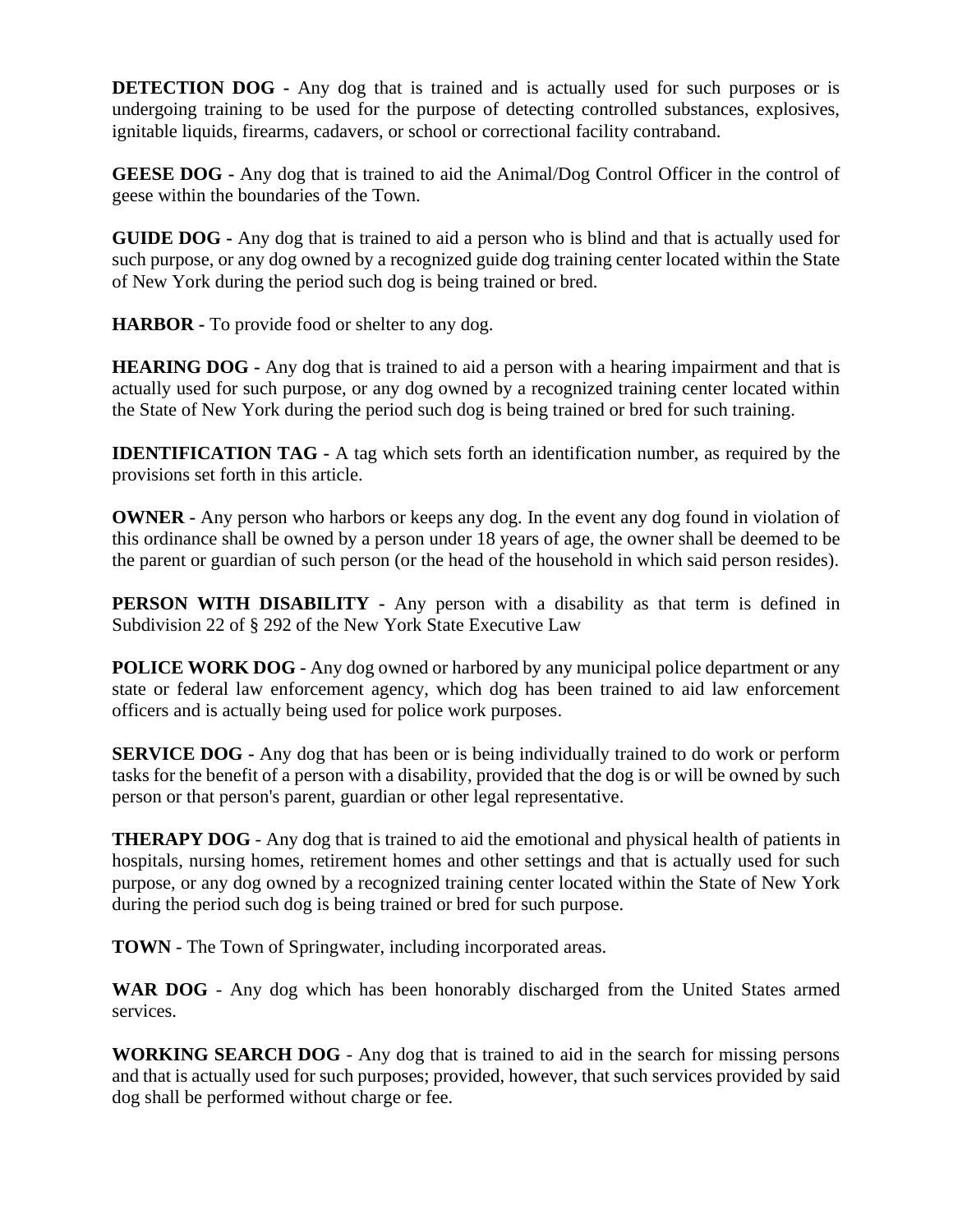**DETECTION DOG -** Any dog that is trained and is actually used for such purposes or is undergoing training to be used for the purpose of detecting controlled substances, explosives, ignitable liquids, firearms, cadavers, or school or correctional facility contraband.

**GEESE DOG -** Any dog that is trained to aid the Animal/Dog Control Officer in the control of geese within the boundaries of the Town.

**GUIDE DOG -** Any dog that is trained to aid a person who is blind and that is actually used for such purpose, or any dog owned by a recognized guide dog training center located within the State of New York during the period such dog is being trained or bred.

**HARBOR -** To provide food or shelter to any dog.

**HEARING DOG -** Any dog that is trained to aid a person with a hearing impairment and that is actually used for such purpose, or any dog owned by a recognized training center located within the State of New York during the period such dog is being trained or bred for such training.

**IDENTIFICATION TAG -** A tag which sets forth an identification number, as required by the provisions set forth in this article.

**OWNER -** Any person who harbors or keeps any dog. In the event any dog found in violation of this ordinance shall be owned by a person under 18 years of age, the owner shall be deemed to be the parent or guardian of such person (or the head of the household in which said person resides).

**PERSON WITH DISABILITY -** Any person with a disability as that term is defined in Subdivision 22 of § 292 of the New York State Executive Law

**POLICE WORK DOG -** Any dog owned or harbored by any municipal police department or any state or federal law enforcement agency, which dog has been trained to aid law enforcement officers and is actually being used for police work purposes.

**SERVICE DOG -** Any dog that has been or is being individually trained to do work or perform tasks for the benefit of a person with a disability, provided that the dog is or will be owned by such person or that person's parent, guardian or other legal representative.

**THERAPY DOG** - Any dog that is trained to aid the emotional and physical health of patients in hospitals, nursing homes, retirement homes and other settings and that is actually used for such purpose, or any dog owned by a recognized training center located within the State of New York during the period such dog is being trained or bred for such purpose.

**TOWN** - The Town of Springwater, including incorporated areas.

**WAR DOG** - Any dog which has been honorably discharged from the United States armed services.

**WORKING SEARCH DOG** - Any dog that is trained to aid in the search for missing persons and that is actually used for such purposes; provided, however, that such services provided by said dog shall be performed without charge or fee.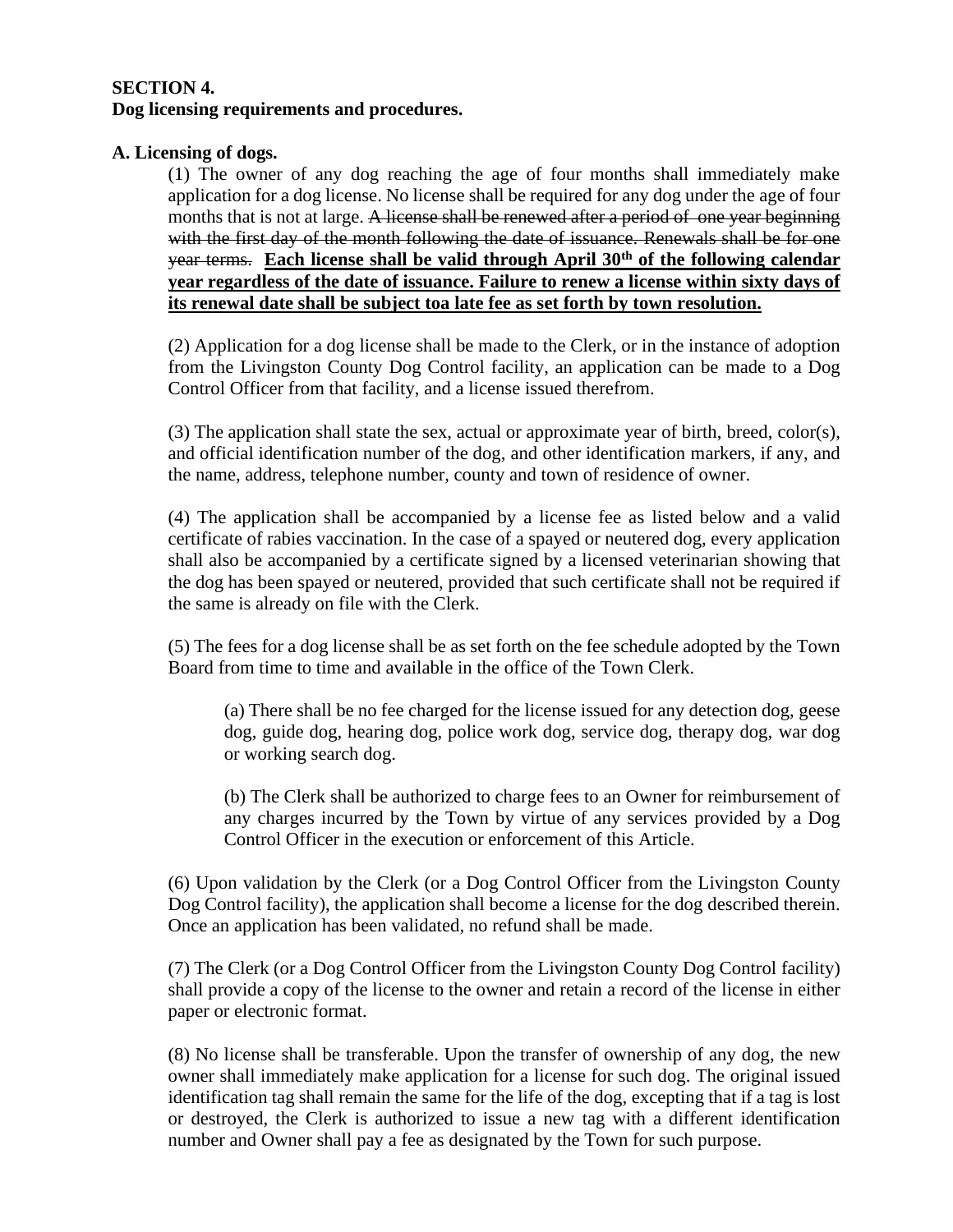**SECTION 4.**
**Dog licensing requirements and procedures.**

**A. Licensing of dogs.**

(1) The owner of any dog reaching the age of four months shall immediately make application for a dog license. No license shall be required for any dog under the age of four months that is not at large. ~~A license shall be renewed after a period of one year beginning with the first day of the month following the date of issuance. Renewals shall be for one year terms.~~ **<u>Each license shall be valid through April 30th of the following calendar year regardless of the date of issuance. Failure to renew a license within sixty days of its renewal date shall be subject toa late fee as set forth by town resolution.</u>**

(2) Application for a dog license shall be made to the Clerk, or in the instance of adoption from the Livingston County Dog Control facility, an application can be made to a Dog Control Officer from that facility, and a license issued therefrom.

(3) The application shall state the sex, actual or approximate year of birth, breed, color(s), and official identification number of the dog, and other identification markers, if any, and the name, address, telephone number, county and town of residence of owner.

(4) The application shall be accompanied by a license fee as listed below and a valid certificate of rabies vaccination. In the case of a spayed or neutered dog, every application shall also be accompanied by a certificate signed by a licensed veterinarian showing that the dog has been spayed or neutered, provided that such certificate shall not be required if the same is already on file with the Clerk.

(5) The fees for a dog license shall be as set forth on the fee schedule adopted by the Town Board from time to time and available in the office of the Town Clerk.

(a) There shall be no fee charged for the license issued for any detection dog, geese dog, guide dog, hearing dog, police work dog, service dog, therapy dog, war dog or working search dog.

(b) The Clerk shall be authorized to charge fees to an Owner for reimbursement of any charges incurred by the Town by virtue of any services provided by a Dog Control Officer in the execution or enforcement of this Article.

(6) Upon validation by the Clerk (or a Dog Control Officer from the Livingston County Dog Control facility), the application shall become a license for the dog described therein. Once an application has been validated, no refund shall be made.

(7) The Clerk (or a Dog Control Officer from the Livingston County Dog Control facility) shall provide a copy of the license to the owner and retain a record of the license in either paper or electronic format.

(8) No license shall be transferable. Upon the transfer of ownership of any dog, the new owner shall immediately make application for a license for such dog. The original issued identification tag shall remain the same for the life of the dog, excepting that if a tag is lost or destroyed, the Clerk is authorized to issue a new tag with a different identification number and Owner shall pay a fee as designated by the Town for such purpose.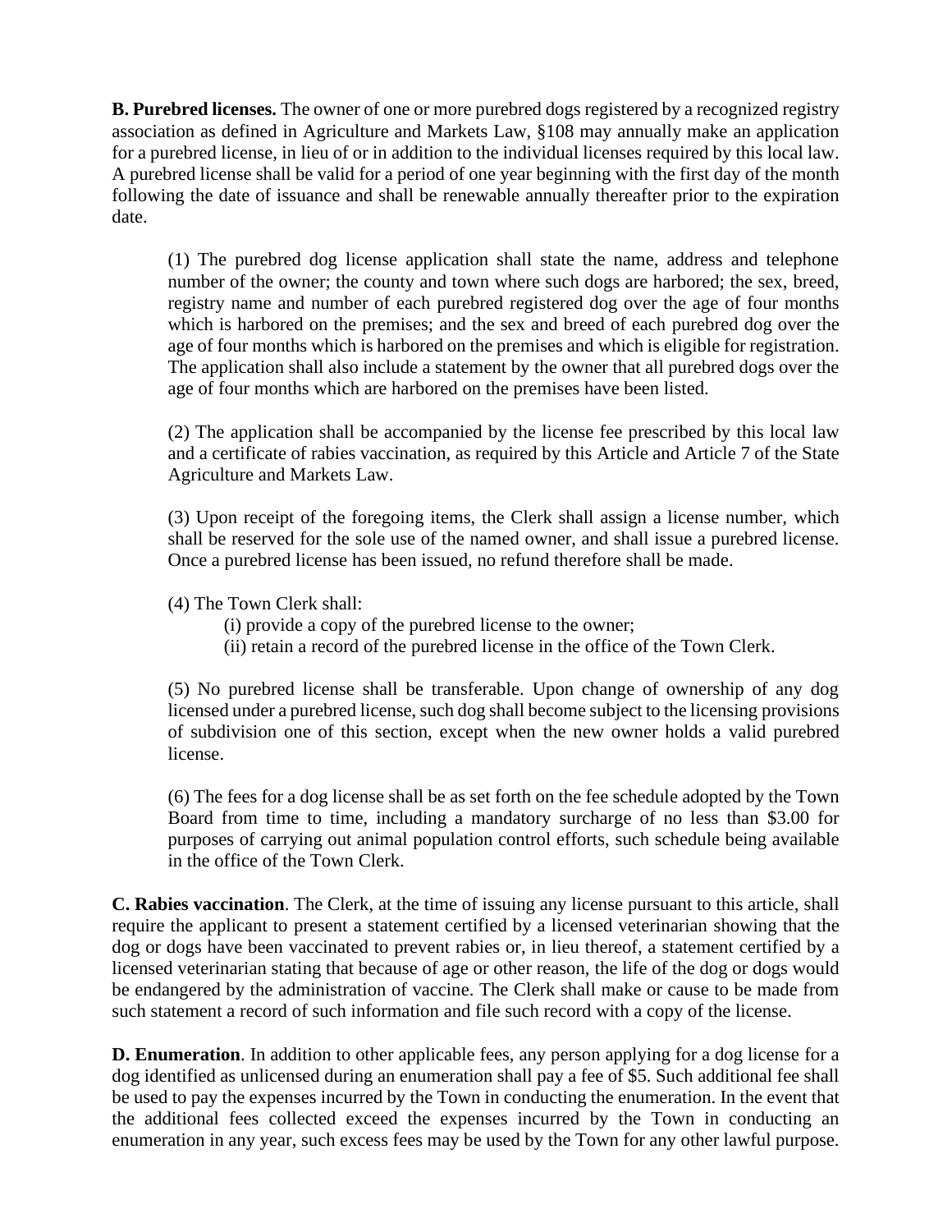**B. Purebred licenses.** The owner of one or more purebred dogs registered by a recognized registry association as defined in Agriculture and Markets Law, §108 may annually make an application for a purebred license, in lieu of or in addition to the individual licenses required by this local law. A purebred license shall be valid for a period of one year beginning with the first day of the month following the date of issuance and shall be renewable annually thereafter prior to the expiration date.

(1) The purebred dog license application shall state the name, address and telephone number of the owner; the county and town where such dogs are harbored; the sex, breed, registry name and number of each purebred registered dog over the age of four months which is harbored on the premises; and the sex and breed of each purebred dog over the age of four months which is harbored on the premises and which is eligible for registration. The application shall also include a statement by the owner that all purebred dogs over the age of four months which are harbored on the premises have been listed.

(2) The application shall be accompanied by the license fee prescribed by this local law and a certificate of rabies vaccination, as required by this Article and Article 7 of the State Agriculture and Markets Law.

(3) Upon receipt of the foregoing items, the Clerk shall assign a license number, which shall be reserved for the sole use of the named owner, and shall issue a purebred license. Once a purebred license has been issued, no refund therefore shall be made.

(4) The Town Clerk shall:

(i) provide a copy of the purebred license to the owner;

(ii) retain a record of the purebred license in the office of the Town Clerk.

(5) No purebred license shall be transferable. Upon change of ownership of any dog licensed under a purebred license, such dog shall become subject to the licensing provisions of subdivision one of this section, except when the new owner holds a valid purebred license.

(6) The fees for a dog license shall be as set forth on the fee schedule adopted by the Town Board from time to time, including a mandatory surcharge of no less than $3.00 for purposes of carrying out animal population control efforts, such schedule being available in the office of the Town Clerk.

**C. Rabies vaccination**. The Clerk, at the time of issuing any license pursuant to this article, shall require the applicant to present a statement certified by a licensed veterinarian showing that the dog or dogs have been vaccinated to prevent rabies or, in lieu thereof, a statement certified by a licensed veterinarian stating that because of age or other reason, the life of the dog or dogs would be endangered by the administration of vaccine. The Clerk shall make or cause to be made from such statement a record of such information and file such record with a copy of the license.

**D. Enumeration**. In addition to other applicable fees, any person applying for a dog license for a dog identified as unlicensed during an enumeration shall pay a fee of $5. Such additional fee shall be used to pay the expenses incurred by the Town in conducting the enumeration. In the event that the additional fees collected exceed the expenses incurred by the Town in conducting an enumeration in any year, such excess fees may be used by the Town for any other lawful purpose.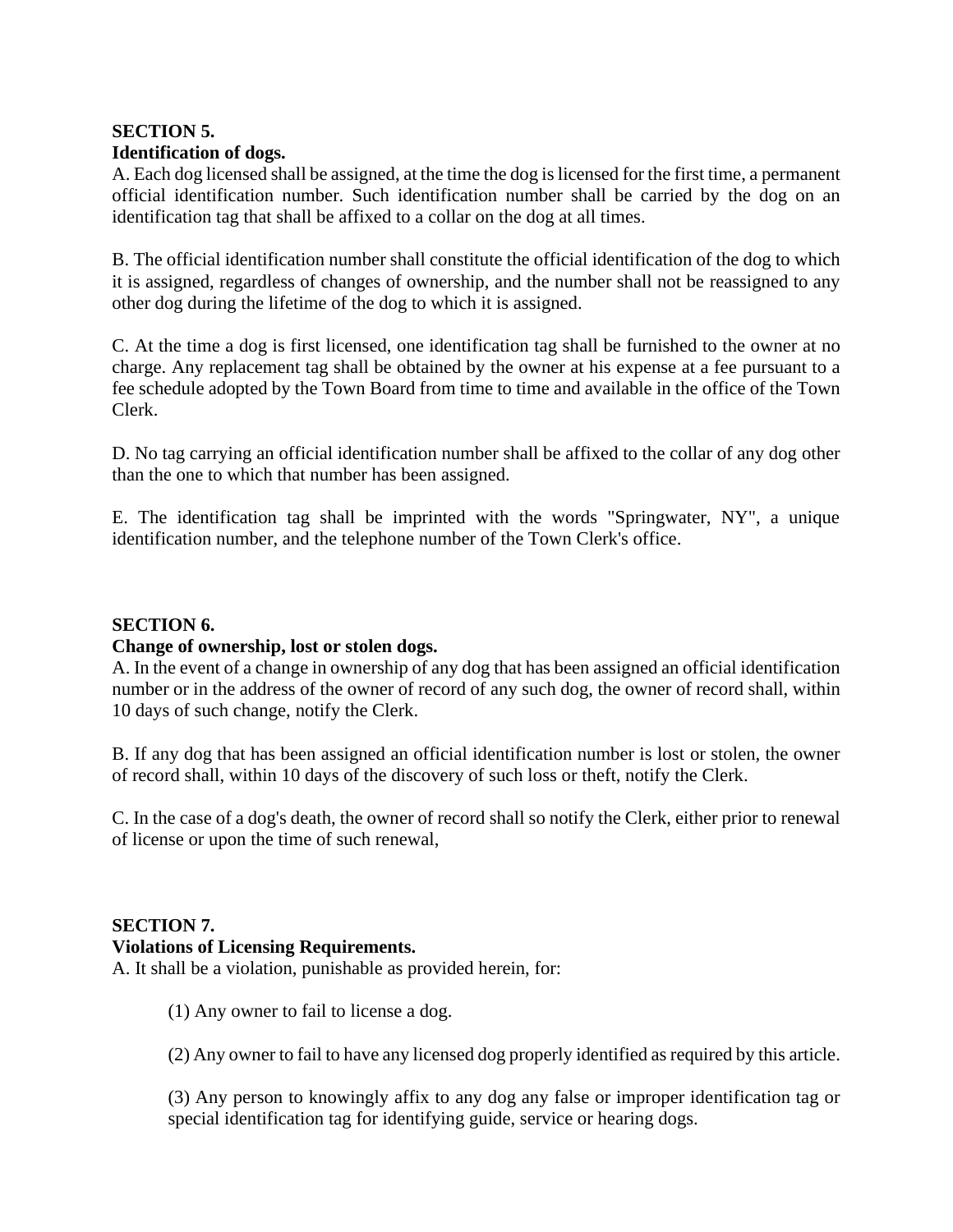**SECTION 5.**
**Identification of dogs.**

A. Each dog licensed shall be assigned, at the time the dog is licensed for the first time, a permanent official identification number. Such identification number shall be carried by the dog on an identification tag that shall be affixed to a collar on the dog at all times.

B. The official identification number shall constitute the official identification of the dog to which it is assigned, regardless of changes of ownership, and the number shall not be reassigned to any other dog during the lifetime of the dog to which it is assigned.

C. At the time a dog is first licensed, one identification tag shall be furnished to the owner at no charge. Any replacement tag shall be obtained by the owner at his expense at a fee pursuant to a fee schedule adopted by the Town Board from time to time and available in the office of the Town Clerk.

D. No tag carrying an official identification number shall be affixed to the collar of any dog other than the one to which that number has been assigned.

E. The identification tag shall be imprinted with the words "Springwater, NY", a unique identification number, and the telephone number of the Town Clerk's office.

**SECTION 6.**
**Change of ownership, lost or stolen dogs.**

A. In the event of a change in ownership of any dog that has been assigned an official identification number or in the address of the owner of record of any such dog, the owner of record shall, within 10 days of such change, notify the Clerk.

B. If any dog that has been assigned an official identification number is lost or stolen, the owner of record shall, within 10 days of the discovery of such loss or theft, notify the Clerk.

C. In the case of a dog's death, the owner of record shall so notify the Clerk, either prior to renewal of license or upon the time of such renewal,

**SECTION 7.**
**Violations of Licensing Requirements.**

A. It shall be a violation, punishable as provided herein, for:

(1) Any owner to fail to license a dog.

(2) Any owner to fail to have any licensed dog properly identified as required by this article.

(3) Any person to knowingly affix to any dog any false or improper identification tag or special identification tag for identifying guide, service or hearing dogs.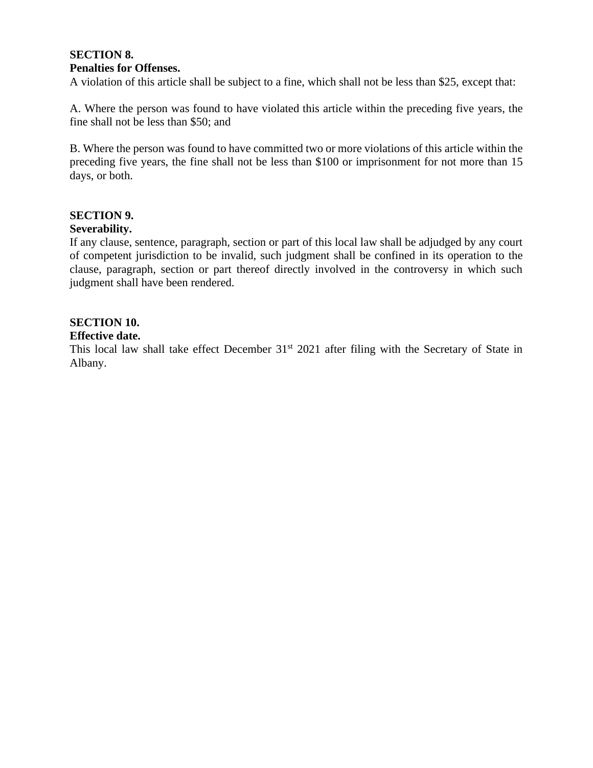**SECTION 8.**
**Penalties for Offenses.**
A violation of this article shall be subject to a fine, which shall not be less than $25, except that:

A. Where the person was found to have violated this article within the preceding five years, the fine shall not be less than $50; and

B. Where the person was found to have committed two or more violations of this article within the preceding five years, the fine shall not be less than $100 or imprisonment for not more than 15 days, or both.

**SECTION 9.**
**Severability.**
If any clause, sentence, paragraph, section or part of this local law shall be adjudged by any court of competent jurisdiction to be invalid, such judgment shall be confined in its operation to the clause, paragraph, section or part thereof directly involved in the controversy in which such judgment shall have been rendered.

**SECTION 10.**
**Effective date.**
This local law shall take effect December 31st 2021 after filing with the Secretary of State in Albany.